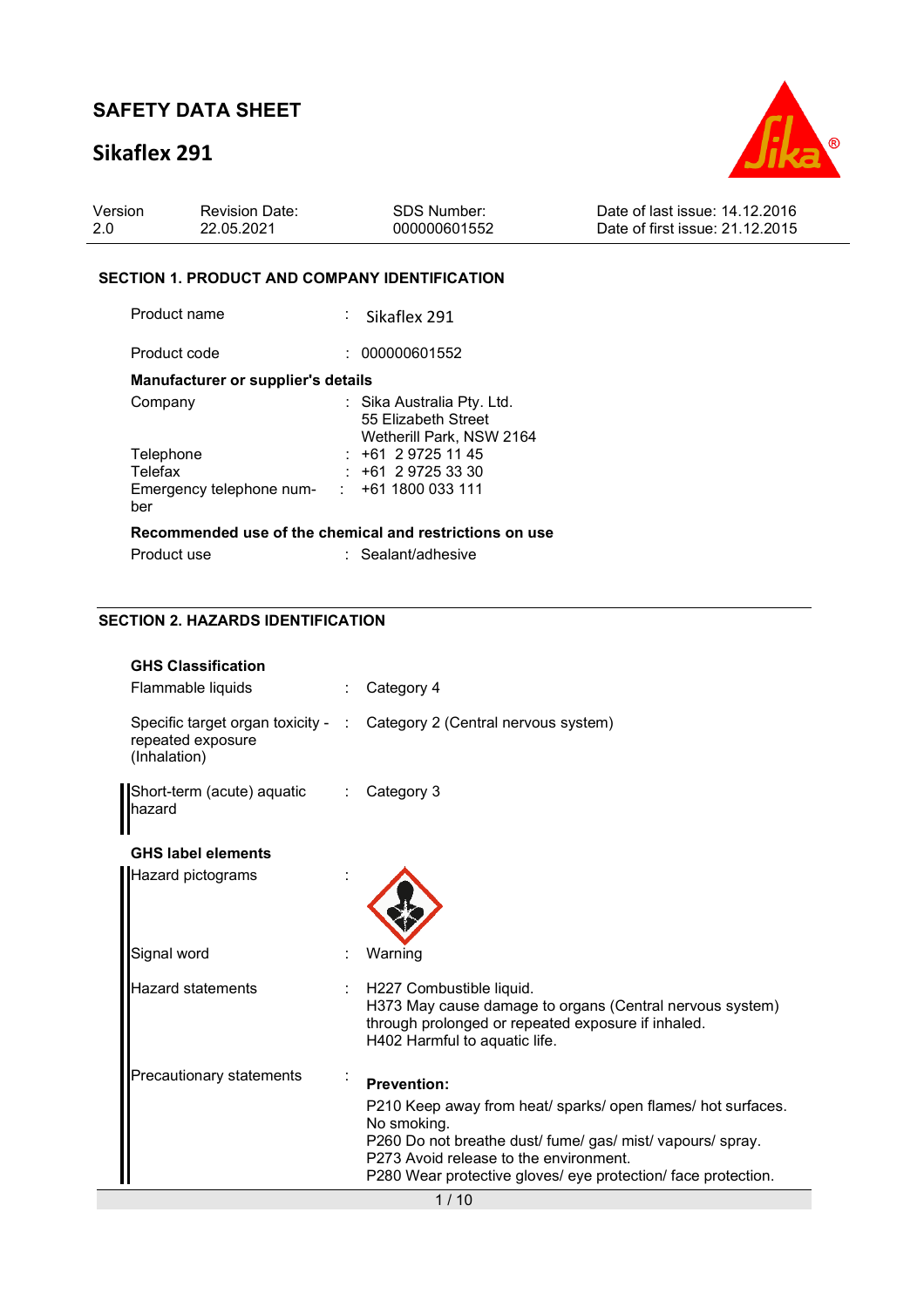# SAFETY DATA SHEET

## Sikaflex 291

| Version | Revision Date: | SDS Number: | Date of last issue: 14.12.2016 |
|---|---|---|---|
| 2.0 | 22.05.2021 | 000000601552 | Date of first issue: 21.12.2015 |

### SECTION 1. PRODUCT AND COMPANY IDENTIFICATION

Product name : Sikaflex 291

Product code : 000000601552

**Manufacturer or supplier's details**

Company : Sika Australia Pty. Ltd.
55 Elizabeth Street
Wetherill Park, NSW 2164

Telephone : +61 2 9725 11 45

Telefax : +61 2 9725 33 30

Emergency telephone number : +61 1800 033 111

**Recommended use of the chemical and restrictions on use**

Product use : Sealant/adhesive

### SECTION 2. HAZARDS IDENTIFICATION

**GHS Classification**

Flammable liquids : Category 4

Specific target organ toxicity - repeated exposure (Inhalation) : Category 2 (Central nervous system)

Short-term (acute) aquatic hazard : Category 3

**GHS label elements**

Hazard pictograms :

Signal word : Warning

Hazard statements : H227 Combustible liquid.
H373 May cause damage to organs (Central nervous system) through prolonged or repeated exposure if inhaled.
H402 Harmful to aquatic life.

Precautionary statements :

**Prevention:**

P210 Keep away from heat/ sparks/ open flames/ hot surfaces. No smoking.
P260 Do not breathe dust/ fume/ gas/ mist/ vapours/ spray.
P273 Avoid release to the environment.
P280 Wear protective gloves/ eye protection/ face protection.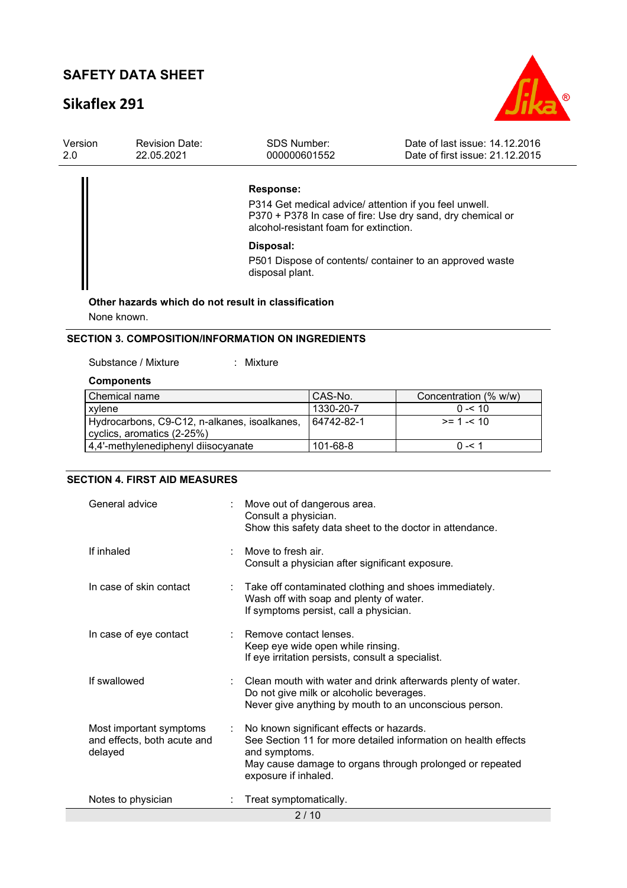**Response:**

P314 Get medical advice/ attention if you feel unwell.
P370 + P378 In case of fire: Use dry sand, dry chemical or alcohol-resistant foam for extinction.

**Disposal:**

P501 Dispose of contents/ container to an approved waste disposal plant.

**Other hazards which do not result in classification**

None known.

## SECTION 3. COMPOSITION/INFORMATION ON INGREDIENTS

Substance / Mixture : Mixture

**Components**

| Chemical name | CAS-No. | Concentration (% w/w) |
|---|---|---|
| xylene | 1330-20-7 | 0 -< 10 |
| Hydrocarbons, C9-C12, n-alkanes, isoalkanes, cyclics, aromatics (2-25%) | 64742-82-1 | >= 1 -< 10 |
| 4,4'-methylenediphenyl diisocyanate | 101-68-8 | 0 -< 1 |

## SECTION 4. FIRST AID MEASURES

General advice : Move out of dangerous area.
Consult a physician.
Show this safety data sheet to the doctor in attendance.

If inhaled : Move to fresh air.
Consult a physician after significant exposure.

In case of skin contact : Take off contaminated clothing and shoes immediately.
Wash off with soap and plenty of water.
If symptoms persist, call a physician.

In case of eye contact : Remove contact lenses.
Keep eye wide open while rinsing.
If eye irritation persists, consult a specialist.

If swallowed : Clean mouth with water and drink afterwards plenty of water.
Do not give milk or alcoholic beverages.
Never give anything by mouth to an unconscious person.

Most important symptoms and effects, both acute and delayed : No known significant effects or hazards.
See Section 11 for more detailed information on health effects and symptoms.
May cause damage to organs through prolonged or repeated exposure if inhaled.

Notes to physician : Treat symptomatically.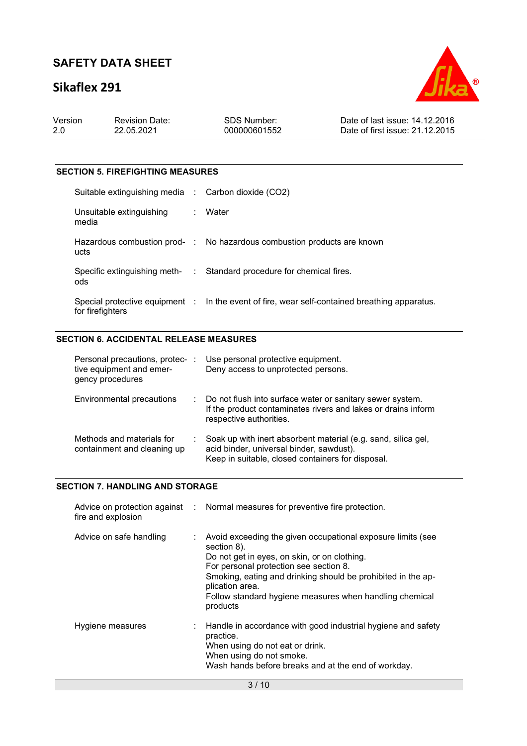## SECTION 5. FIREFIGHTING MEASURES

| | |
|---|---|
| Suitable extinguishing media | Carbon dioxide ($CO_2$) |
| Unsuitable extinguishing media | Water |
| Hazardous combustion products | No hazardous combustion products are known |
| Specific extinguishing methods | Standard procedure for chemical fires. |
| Special protective equipment for firefighters | In the event of fire, wear self-contained breathing apparatus. |

## SECTION 6. ACCIDENTAL RELEASE MEASURES

| | |
|---|---|
| Personal precautions, protective equipment and emergency procedures | Use personal protective equipment.<br>Deny access to unprotected persons. |
| Environmental precautions | Do not flush into surface water or sanitary sewer system.<br>If the product contaminates rivers and lakes or drains inform respective authorities. |
| Methods and materials for containment and cleaning up | Soak up with inert absorbent material (e.g. sand, silica gel, acid binder, universal binder, sawdust).<br>Keep in suitable, closed containers for disposal. |

## SECTION 7. HANDLING AND STORAGE

| | |
|---|---|
| Advice on protection against fire and explosion | Normal measures for preventive fire protection. |
| Advice on safe handling | Avoid exceeding the given occupational exposure limits (see section 8).<br>Do not get in eyes, on skin, or on clothing.<br>For personal protection see section 8.<br>Smoking, eating and drinking should be prohibited in the application area.<br>Follow standard hygiene measures when handling chemical products |
| Hygiene measures | Handle in accordance with good industrial hygiene and safety practice.<br>When using do not eat or drink.<br>When using do not smoke.<br>Wash hands before breaks and at the end of workday. |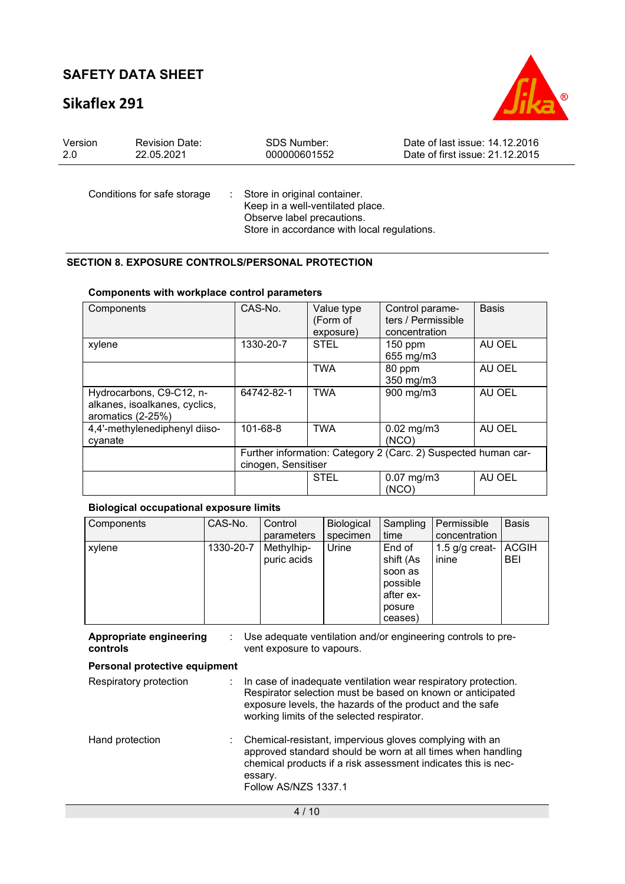| | | |
|---|---|---|
| Conditions for safe storage | : | Store in original container.<br>Keep in a well-ventilated place.<br>Observe label precautions.<br>Store in accordance with local regulations. |

## SECTION 8. EXPOSURE CONTROLS/PERSONAL PROTECTION

### Components with workplace control parameters

| Components | CAS-No. | Value type (Form of exposure) | Control parameters / Permissible concentration | Basis |
|---|---|---|---|---|
| xylene | 1330-20-7 | STEL | 150 ppm<br>655 mg/m3 | AU OEL |
| | | TWA | 80 ppm<br>350 mg/m3 | AU OEL |
| Hydrocarbons, C9-C12, n-alkanes, isoalkanes, cyclics, aromatics (2-25%) | 64742-82-1 | TWA | 900 mg/m3 | AU OEL |
| 4,4'-methylenediphenyl diisocyanate | 101-68-8 | TWA | 0.02 mg/m3<br>(NCO) | AU OEL |
| | Further information: Category 2 (Carc. 2) Suspected human carcinogen, Sensitiser | | | |
| | | STEL | 0.07 mg/m3<br>(NCO) | AU OEL |

### Biological occupational exposure limits

| Components | CAS-No. | Control parameters | Biological specimen | Sampling time | Permissible concentration | Basis |
|---|---|---|---|---|---|---|
| xylene | 1330-20-7 | Methylhippuric acids | Urine | End of shift (As soon as possible after exposure ceases) | 1.5 g/g creatinine | ACGIH BEI |

| | | |
|---|---|---|
| **Appropriate engineering controls** | : | Use adequate ventilation and/or engineering controls to prevent exposure to vapours. |

**Personal protective equipment**

| | | |
|---|---|---|
| Respiratory protection | : | In case of inadequate ventilation wear respiratory protection. Respirator selection must be based on known or anticipated exposure levels, the hazards of the product and the safe working limits of the selected respirator. |
| Hand protection | : | Chemical-resistant, impervious gloves complying with an approved standard should be worn at all times when handling chemical products if a risk assessment indicates this is necessary.<br>Follow AS/NZS 1337.1 |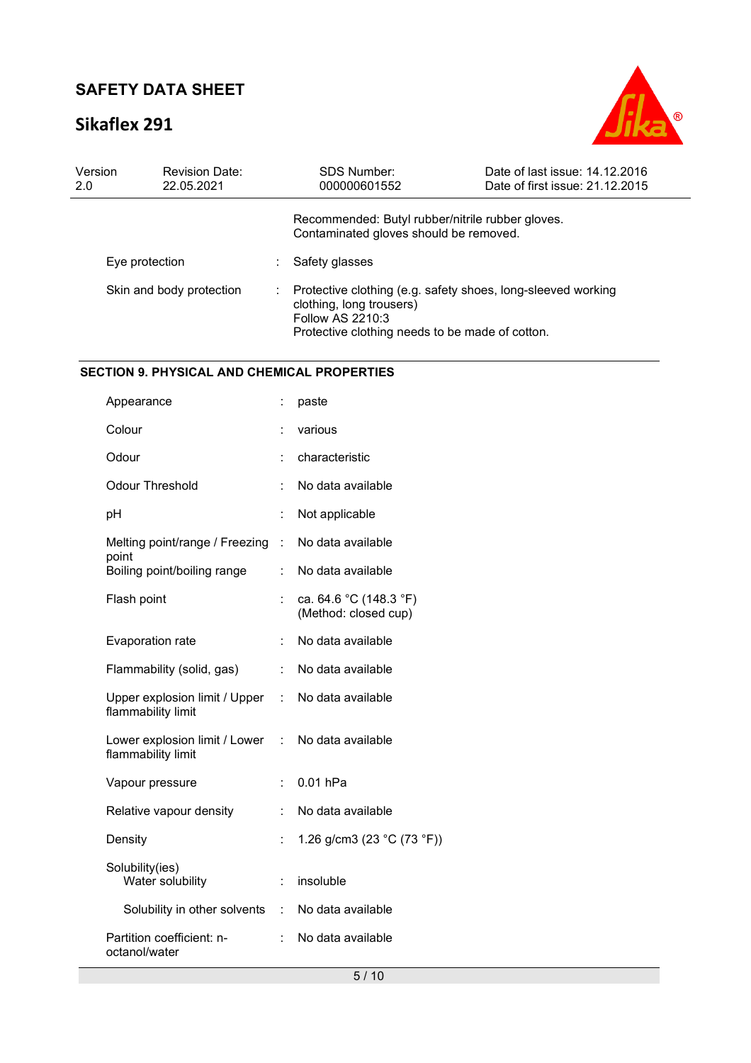| | | |
|---|---|---|
| | | Recommended: Butyl rubber/nitrile rubber gloves. Contaminated gloves should be removed. |
| Eye protection | : | Safety glasses |
| Skin and body protection | : | Protective clothing (e.g. safety shoes, long-sleeved working clothing, long trousers)<br>Follow AS 2210:3<br>Protective clothing needs to be made of cotton. |

## SECTION 9. PHYSICAL AND CHEMICAL PROPERTIES

| | | |
|---|---|---|
| Appearance | : | paste |
| Colour | : | various |
| Odour | : | characteristic |
| Odour Threshold | : | No data available |
| pH | : | Not applicable |
| Melting point/range / Freezing point | : | No data available |
| Boiling point/boiling range | : | No data available |
| Flash point | : | ca. 64.6 °C (148.3 °F)<br>(Method: closed cup) |
| Evaporation rate | : | No data available |
| Flammability (solid, gas) | : | No data available |
| Upper explosion limit / Upper flammability limit | : | No data available |
| Lower explosion limit / Lower flammability limit | : | No data available |
| Vapour pressure | : | 0.01 hPa |
| Relative vapour density | : | No data available |
| Density | : | 1.26 g/cm3 (23 °C (73 °F)) |
| Solubility(ies)<br>Water solubility | : | insoluble |
| Solubility in other solvents | : | No data available |
| Partition coefficient: n-octanol/water | : | No data available |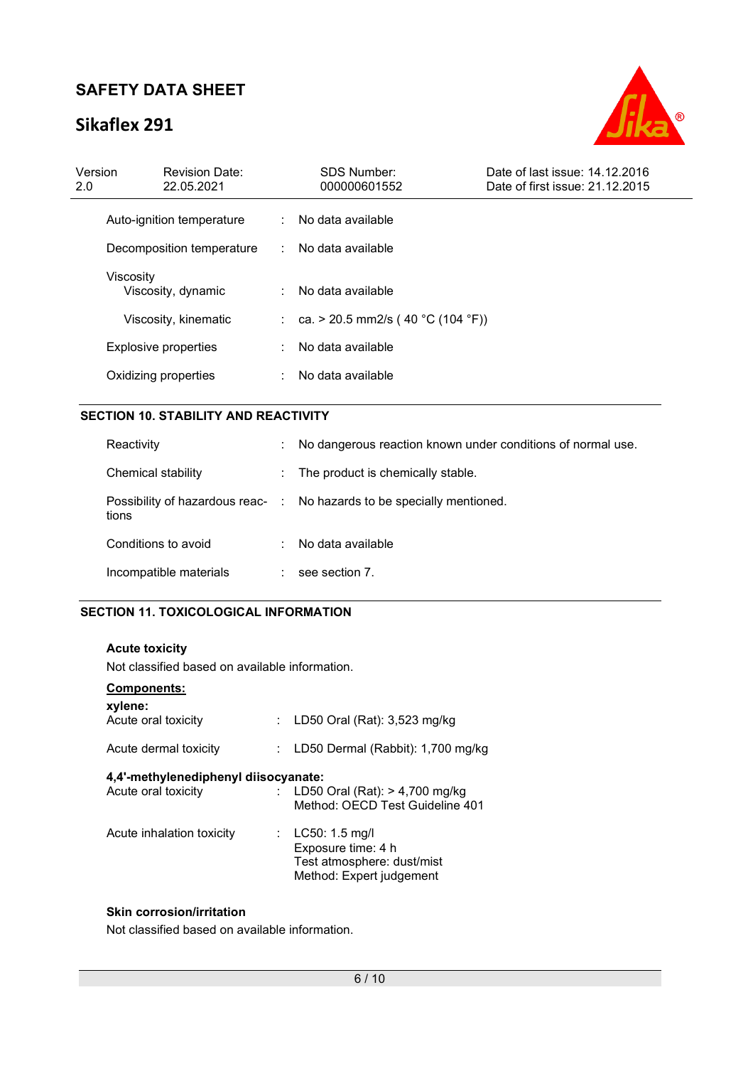| | | |
|---|---|---|
| Auto-ignition temperature | : | No data available |
| Decomposition temperature | : | No data available |
| Viscosity<br>Viscosity, dynamic | : | No data available |
| Viscosity, kinematic | : | ca. > 20.5 mm2/s ( 40 °C (104 °F)) |
| Explosive properties | : | No data available |
| Oxidizing properties | : | No data available |

## SECTION 10. STABILITY AND REACTIVITY

| | | |
|---|---|---|
| Reactivity | : | No dangerous reaction known under conditions of normal use. |
| Chemical stability | : | The product is chemically stable. |
| Possibility of hazardous reactions | : | No hazards to be specially mentioned. |
| Conditions to avoid | : | No data available |
| Incompatible materials | : | see section 7. |

## SECTION 11. TOXICOLOGICAL INFORMATION

**Acute toxicity**

Not classified based on available information.

**Components:**

**xylene:**

| | | |
|---|---|---|
| Acute oral toxicity | : | LD50 Oral (Rat): 3,523 mg/kg |
| Acute dermal toxicity | : | LD50 Dermal (Rabbit): 1,700 mg/kg |

**4,4'-methylenediphenyl diisocyanate:**

| | | |
|---|---|---|
| Acute oral toxicity | : | LD50 Oral (Rat): > 4,700 mg/kg<br>Method: OECD Test Guideline 401 |
| Acute inhalation toxicity | : | LC50: 1.5 mg/l<br>Exposure time: 4 h<br>Test atmosphere: dust/mist<br>Method: Expert judgement |

**Skin corrosion/irritation**

Not classified based on available information.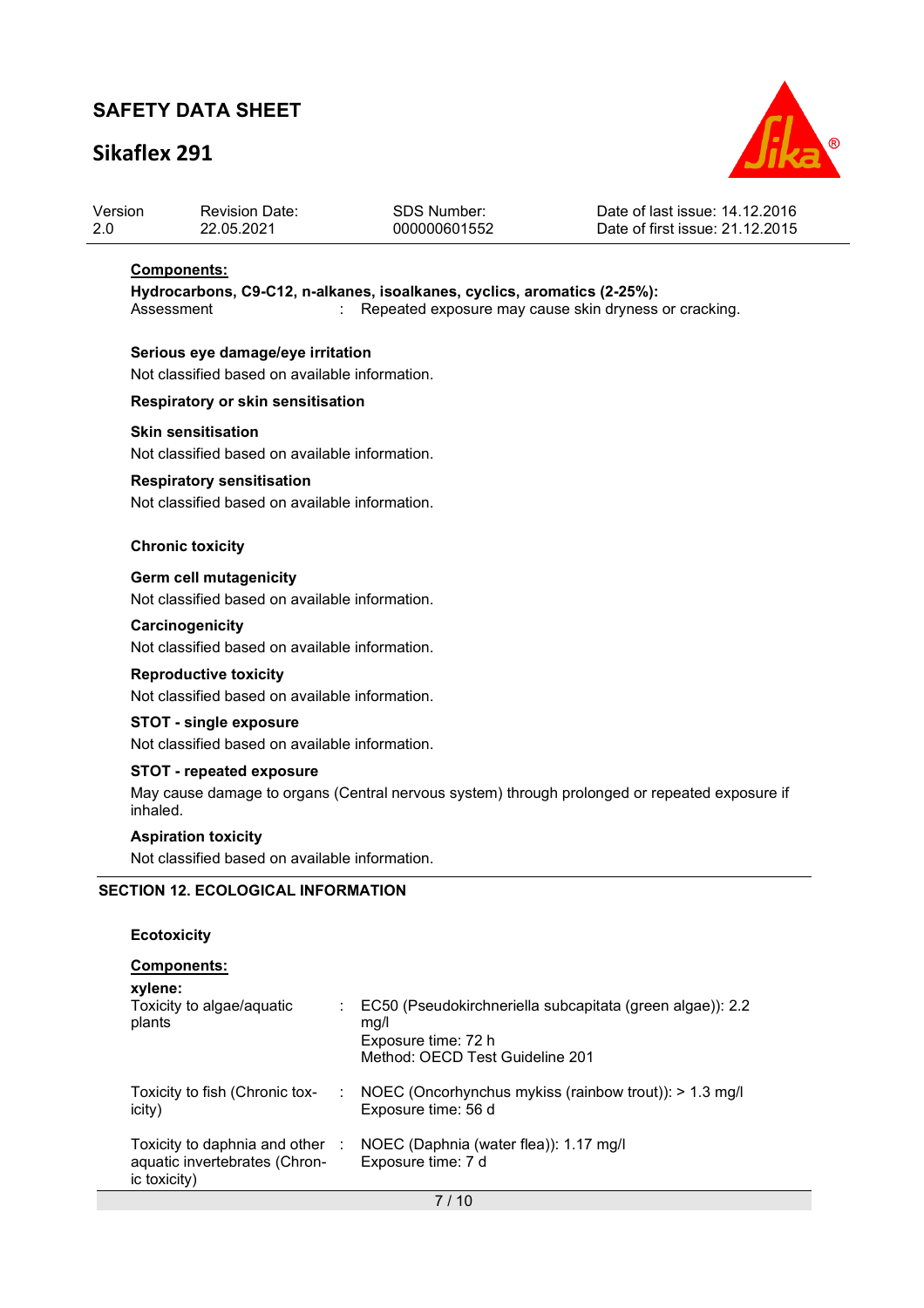**Components:**

**Hydrocarbons, C9-C12, n-alkanes, isoalkanes, cyclics, aromatics (2-25%):**

Assessment : Repeated exposure may cause skin dryness or cracking.

**Serious eye damage/eye irritation**

Not classified based on available information.

**Respiratory or skin sensitisation**

**Skin sensitisation**

Not classified based on available information.

**Respiratory sensitisation**

Not classified based on available information.

**Chronic toxicity**

**Germ cell mutagenicity**

Not classified based on available information.

**Carcinogenicity**

Not classified based on available information.

**Reproductive toxicity**

Not classified based on available information.

**STOT - single exposure**

Not classified based on available information.

**STOT - repeated exposure**

May cause damage to organs (Central nervous system) through prolonged or repeated exposure if inhaled.

**Aspiration toxicity**

Not classified based on available information.

## SECTION 12. ECOLOGICAL INFORMATION

**Ecotoxicity**

**Components:**

**xylene:**

| | | |
|---|---|---|
| Toxicity to algae/aquatic plants | : | EC50 (Pseudokirchneriella subcapitata (green algae)): 2.2 mg/l<br>Exposure time: 72 h<br>Method: OECD Test Guideline 201 |
| Toxicity to fish (Chronic toxicity) | : | NOEC (Oncorhynchus mykiss (rainbow trout)): > 1.3 mg/l<br>Exposure time: 56 d |
| Toxicity to daphnia and other aquatic invertebrates (Chronic toxicity) | : | NOEC (Daphnia (water flea)): 1.17 mg/l<br>Exposure time: 7 d |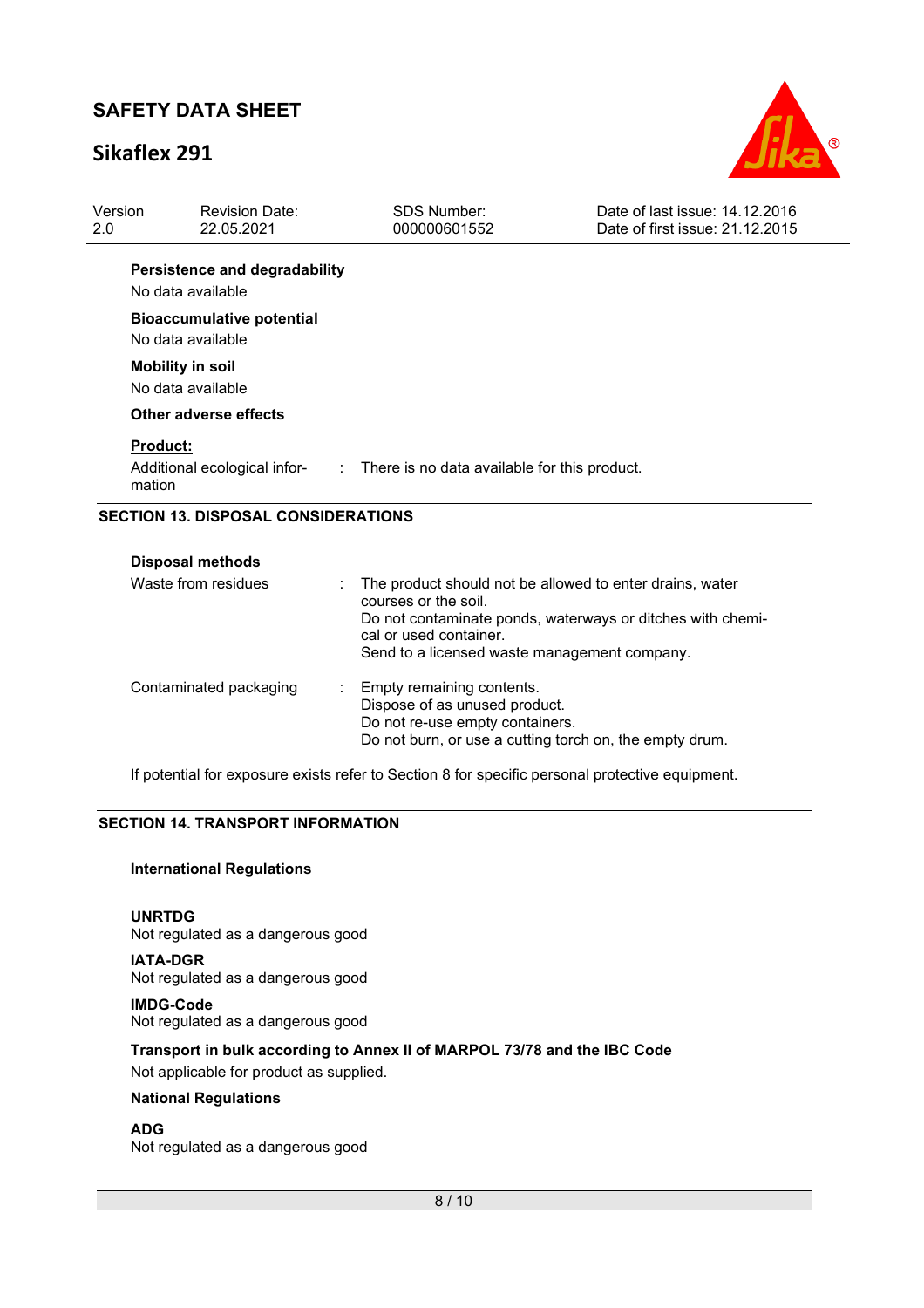**Persistence and degradability**

No data available

**Bioaccumulative potential**

No data available

**Mobility in soil**

No data available

**Other adverse effects**

**Product:**

| | | |
|---|---|---|
| Additional ecological information | : | There is no data available for this product. |

## SECTION 13. DISPOSAL CONSIDERATIONS

**Disposal methods**

| | | |
|---|---|---|
| Waste from residues | : | The product should not be allowed to enter drains, water courses or the soil.<br>Do not contaminate ponds, waterways or ditches with chemical or used container.<br>Send to a licensed waste management company. |
| Contaminated packaging | : | Empty remaining contents.<br>Dispose of as unused product.<br>Do not re-use empty containers.<br>Do not burn, or use a cutting torch on, the empty drum. |

If potential for exposure exists refer to Section 8 for specific personal protective equipment.

## SECTION 14. TRANSPORT INFORMATION

**International Regulations**

**UNRTDG**
Not regulated as a dangerous good

**IATA-DGR**
Not regulated as a dangerous good

**IMDG-Code**
Not regulated as a dangerous good

**Transport in bulk according to Annex II of MARPOL 73/78 and the IBC Code**
Not applicable for product as supplied.

**National Regulations**

**ADG**
Not regulated as a dangerous good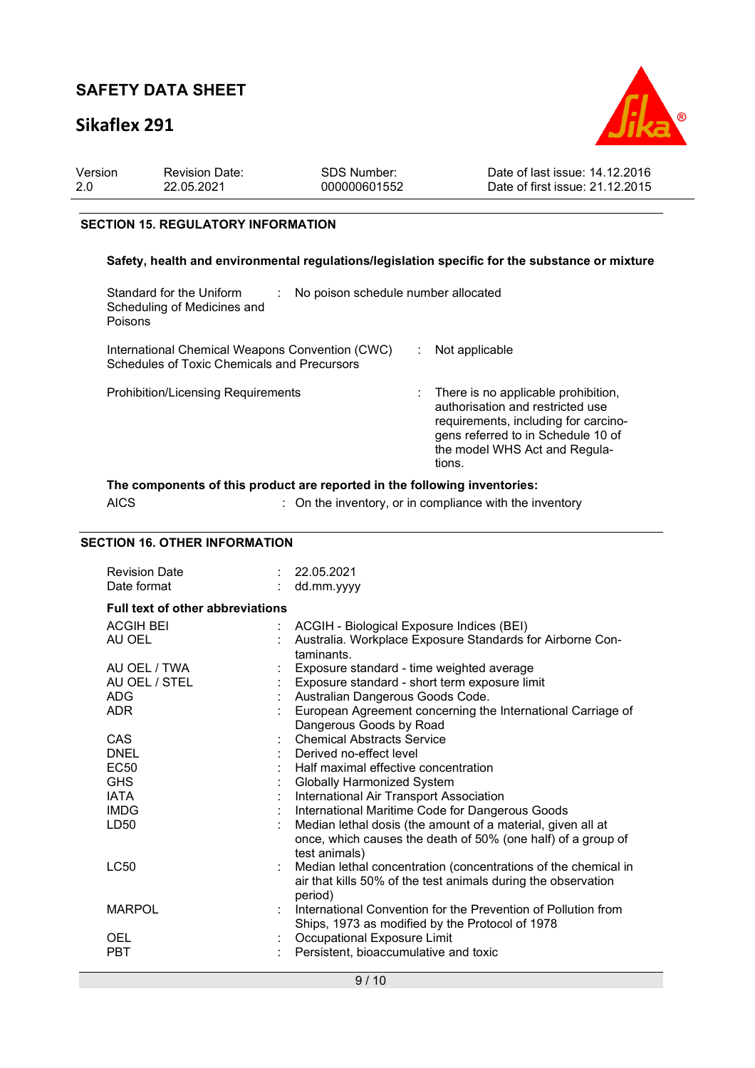## SECTION 15. REGULATORY INFORMATION

**Safety, health and environmental regulations/legislation specific for the substance or mixture**

| | | |
|---|---|---|
| Standard for the Uniform Scheduling of Medicines and Poisons | : | No poison schedule number allocated |
| International Chemical Weapons Convention (CWC) Schedules of Toxic Chemicals and Precursors | : | Not applicable |
| Prohibition/Licensing Requirements | : | There is no applicable prohibition, authorisation and restricted use requirements, including for carcinogens referred to in Schedule 10 of the model WHS Act and Regulations. |

**The components of this product are reported in the following inventories:**

| | | |
|---|---|---|
| AICS | : | On the inventory, or in compliance with the inventory |

## SECTION 16. OTHER INFORMATION

| | | |
|---|---|---|
| Revision Date | : | 22.05.2021 |
| Date format | : | dd.mm.yyyy |

**Full text of other abbreviations**

| | | |
|---|---|---|
| ACGIH BEI | : | ACGIH - Biological Exposure Indices (BEI) |
| AU OEL | : | Australia. Workplace Exposure Standards for Airborne Contaminants. |
| AU OEL / TWA | : | Exposure standard - time weighted average |
| AU OEL / STEL | : | Exposure standard - short term exposure limit |
| ADG | : | Australian Dangerous Goods Code. |
| ADR | : | European Agreement concerning the International Carriage of Dangerous Goods by Road |
| CAS | : | Chemical Abstracts Service |
| DNEL | : | Derived no-effect level |
| EC50 | : | Half maximal effective concentration |
| GHS | : | Globally Harmonized System |
| IATA | : | International Air Transport Association |
| IMDG | : | International Maritime Code for Dangerous Goods |
| LD50 | : | Median lethal dosis (the amount of a material, given all at once, which causes the death of 50% (one half) of a group of test animals) |
| LC50 | : | Median lethal concentration (concentrations of the chemical in air that kills 50% of the test animals during the observation period) |
| MARPOL | : | International Convention for the Prevention of Pollution from Ships, 1973 as modified by the Protocol of 1978 |
| OEL | : | Occupational Exposure Limit |
| PBT | : | Persistent, bioaccumulative and toxic |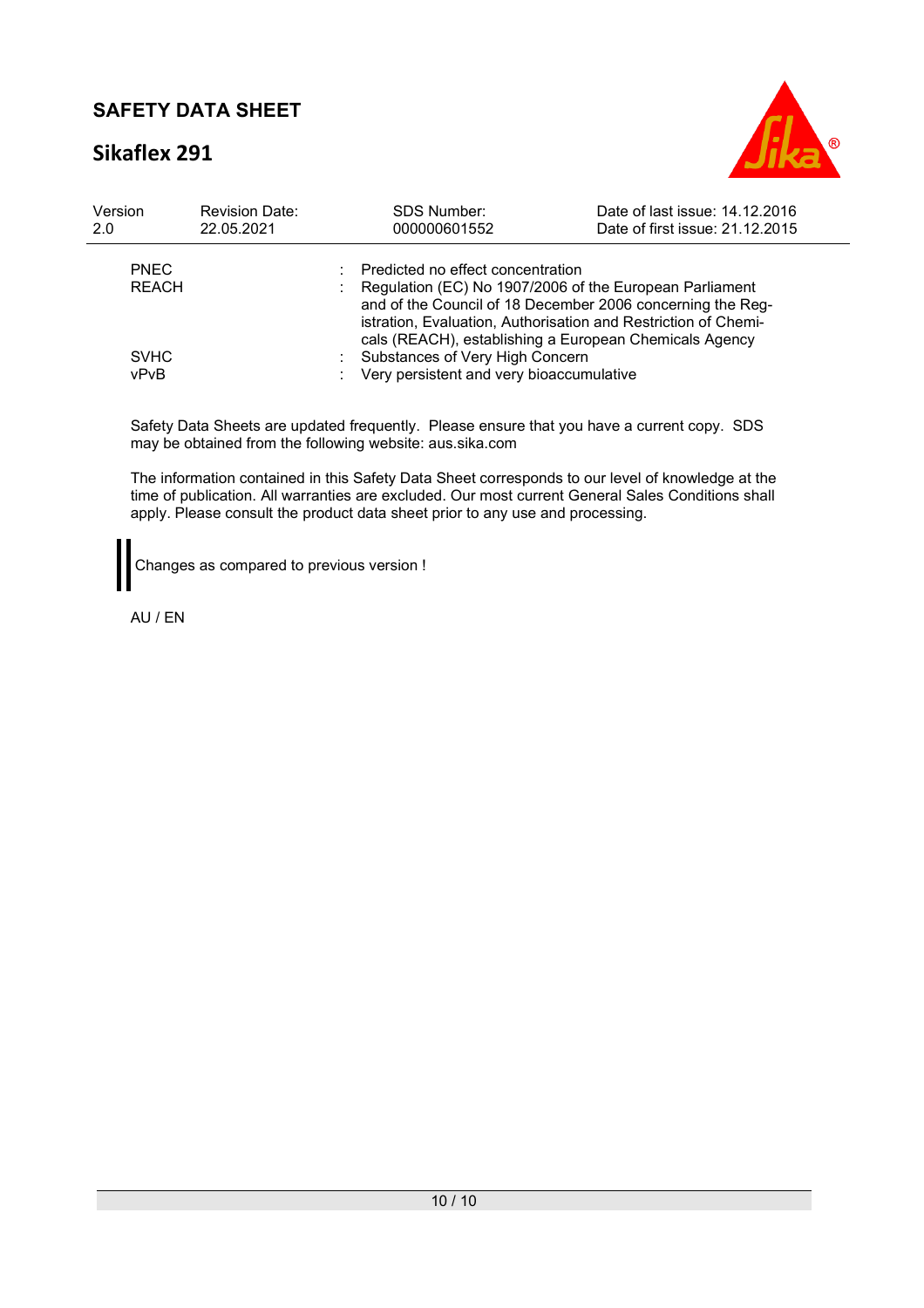| | | |
|---|---|---|
| PNEC | : | Predicted no effect concentration |
| REACH | : | Regulation (EC) No 1907/2006 of the European Parliament and of the Council of 18 December 2006 concerning the Registration, Evaluation, Authorisation and Restriction of Chemicals (REACH), establishing a European Chemicals Agency |
| SVHC | : | Substances of Very High Concern |
| vPvB | : | Very persistent and very bioaccumulative |

Safety Data Sheets are updated frequently. Please ensure that you have a current copy. SDS may be obtained from the following website: aus.sika.com

The information contained in this Safety Data Sheet corresponds to our level of knowledge at the time of publication. All warranties are excluded. Our most current General Sales Conditions shall apply. Please consult the product data sheet prior to any use and processing.

Changes as compared to previous version !

AU / EN